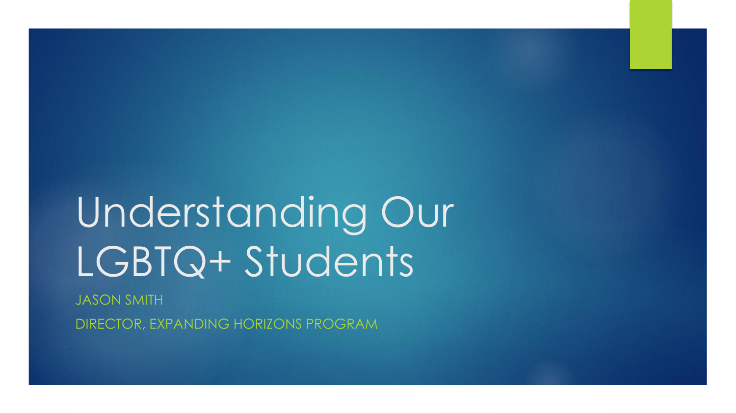# Understanding Our LGBTQ+ Students

JASON SMITH

DIRECTOR, EXPANDING HORIZONS PROGRAM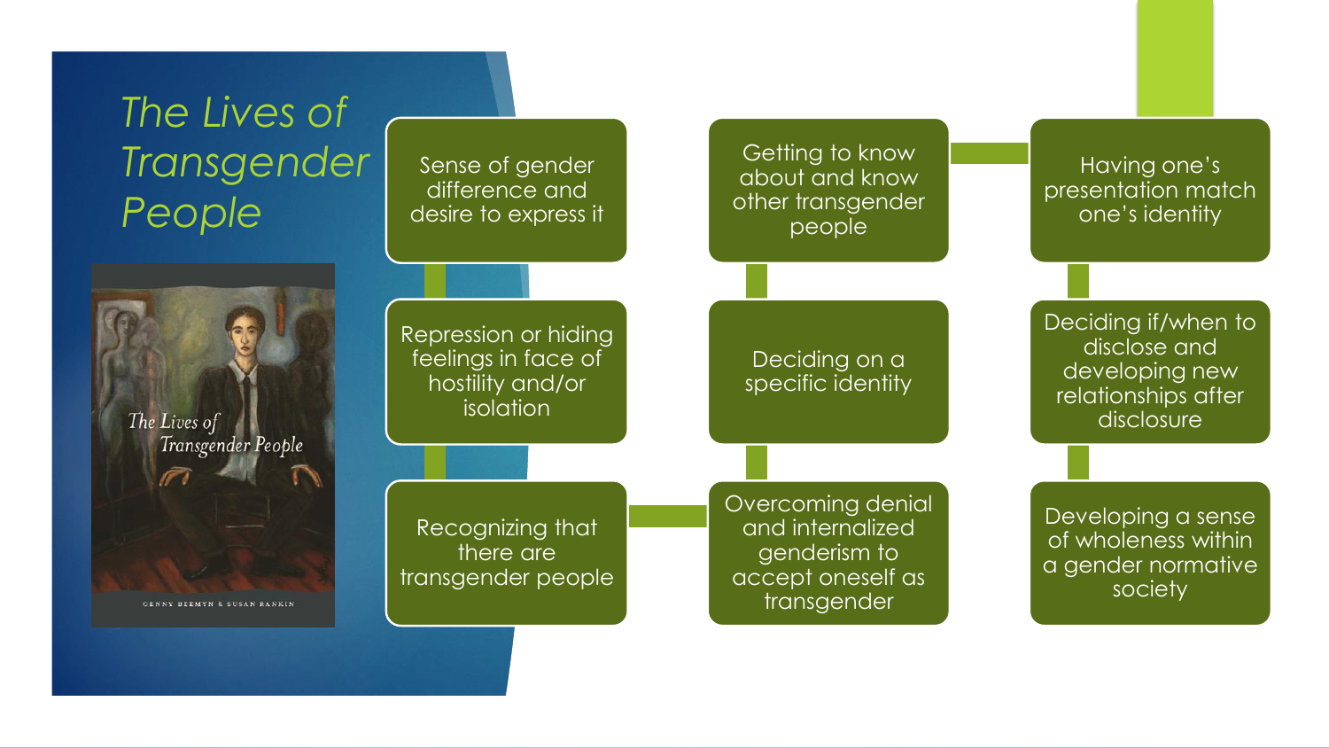# The Lives of Transgender People

1. Sense of gender difference and desire to express it
2. Repression or hiding feelings in face of hostility and/or isolation
3. Recognizing that there are transgender people
4. Overcoming denial and internalized genderism to accept oneself as transgender
5. Deciding on a specific identity
6. Getting to know about and know other transgender people
7. Having one's presentation match one's identity
8. Deciding if/when to disclose and developing new relationships after disclosure
9. Developing a sense of wholeness within a gender normative society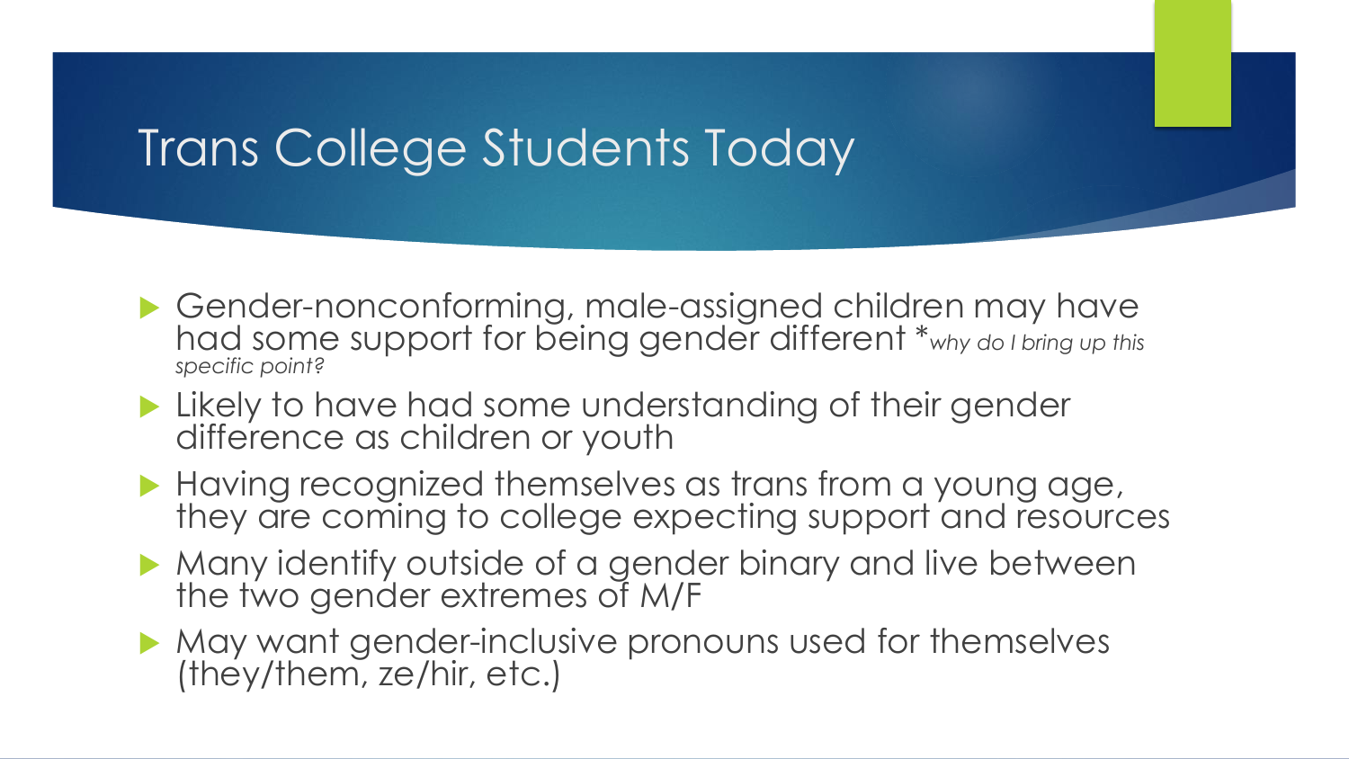# Trans College Students Today

- Gender-nonconforming, male-assigned children may have had some support for being gender different **why do I bring up this specific point?*
- Likely to have had some understanding of their gender difference as children or youth
- Having recognized themselves as trans from a young age, they are coming to college expecting support and resources
- Many identify outside of a gender binary and live between the two gender extremes of M/F
- May want gender-inclusive pronouns used for themselves (they/them, ze/hir, etc.)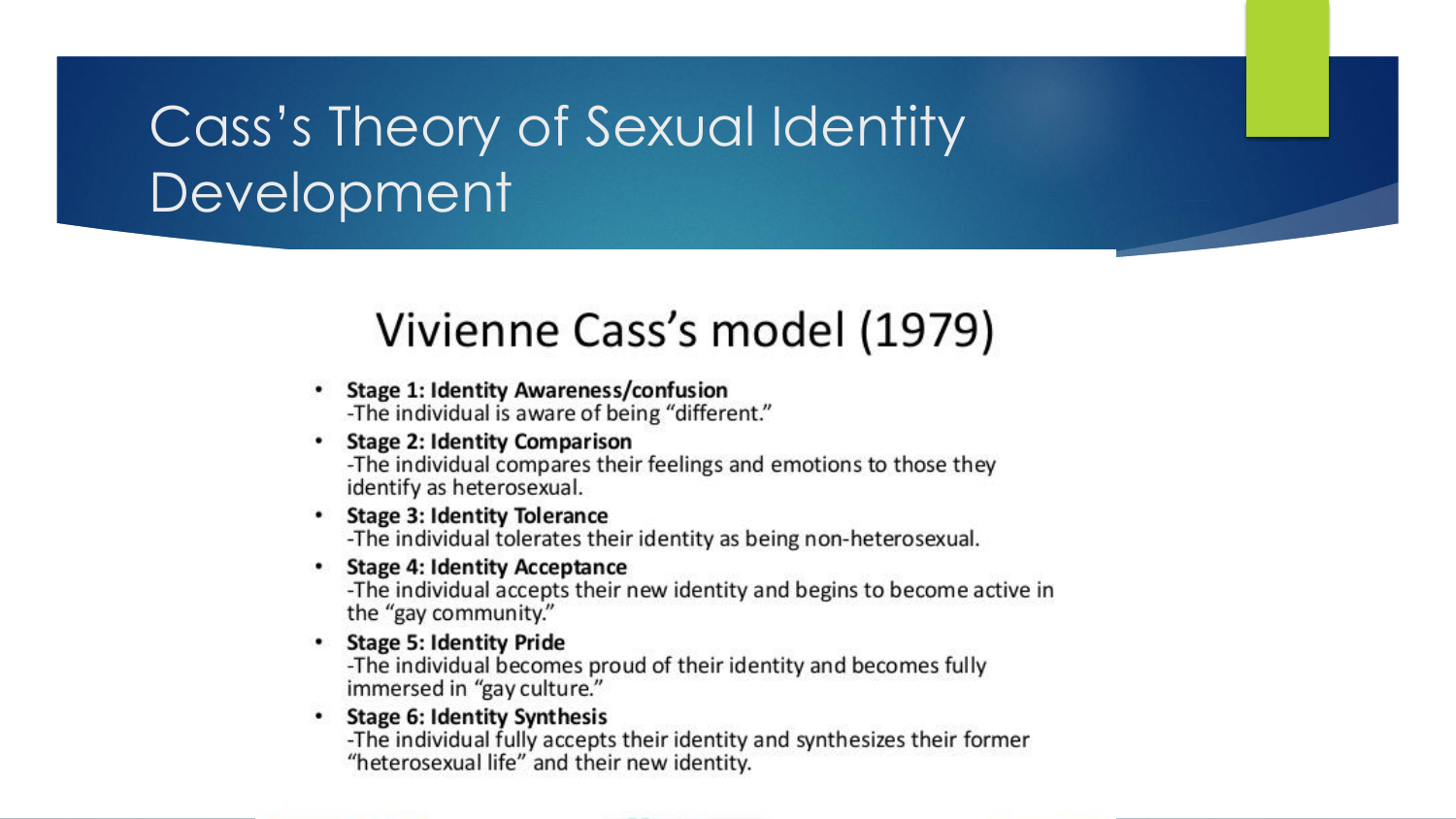# Cass's Theory of Sexual Identity Development

## Vivienne Cass's model (1979)

- **Stage 1: Identity Awareness/confusion**
  -The individual is aware of being "different."
- **Stage 2: Identity Comparison**
  -The individual compares their feelings and emotions to those they identify as heterosexual.
- **Stage 3: Identity Tolerance**
  -The individual tolerates their identity as being non-heterosexual.
- **Stage 4: Identity Acceptance**
  -The individual accepts their new identity and begins to become active in the "gay community."
- **Stage 5: Identity Pride**
  -The individual becomes proud of their identity and becomes fully immersed in "gay culture."
- **Stage 6: Identity Synthesis**
  -The individual fully accepts their identity and synthesizes their former "heterosexual life" and their new identity.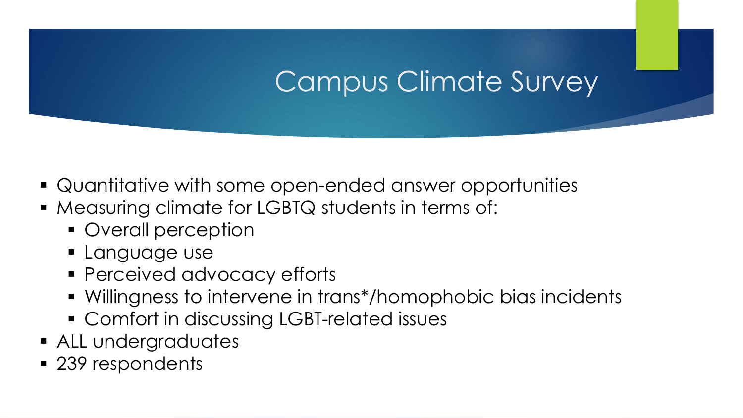# Campus Climate Survey

- Quantitative with some open-ended answer opportunities
- Measuring climate for LGBTQ students in terms of:
  - Overall perception
  - Language use
  - Perceived advocacy efforts
  - Willingness to intervene in trans*/homophobic bias incidents
  - Comfort in discussing LGBT-related issues
- ALL undergraduates
- 239 respondents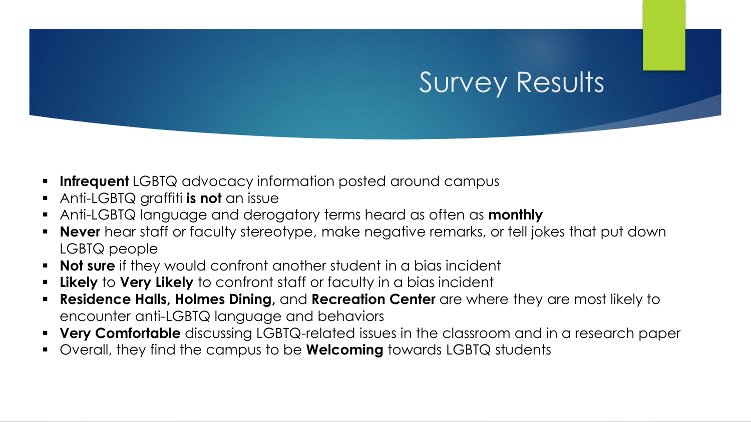# Survey Results

- **Infrequent** LGBTQ advocacy information posted around campus
- Anti-LGBTQ graffiti **is not** an issue
- Anti-LGBTQ language and derogatory terms heard as often as **monthly**
- **Never** hear staff or faculty stereotype, make negative remarks, or tell jokes that put down LGBTQ people
- **Not sure** if they would confront another student in a bias incident
- **Likely** to **Very Likely** to confront staff or faculty in a bias incident
- **Residence Halls, Holmes Dining,** and **Recreation Center** are where they are most likely to encounter anti-LGBTQ language and behaviors
- **Very Comfortable** discussing LGBTQ-related issues in the classroom and in a research paper
- Overall, they find the campus to be **Welcoming** towards LGBTQ students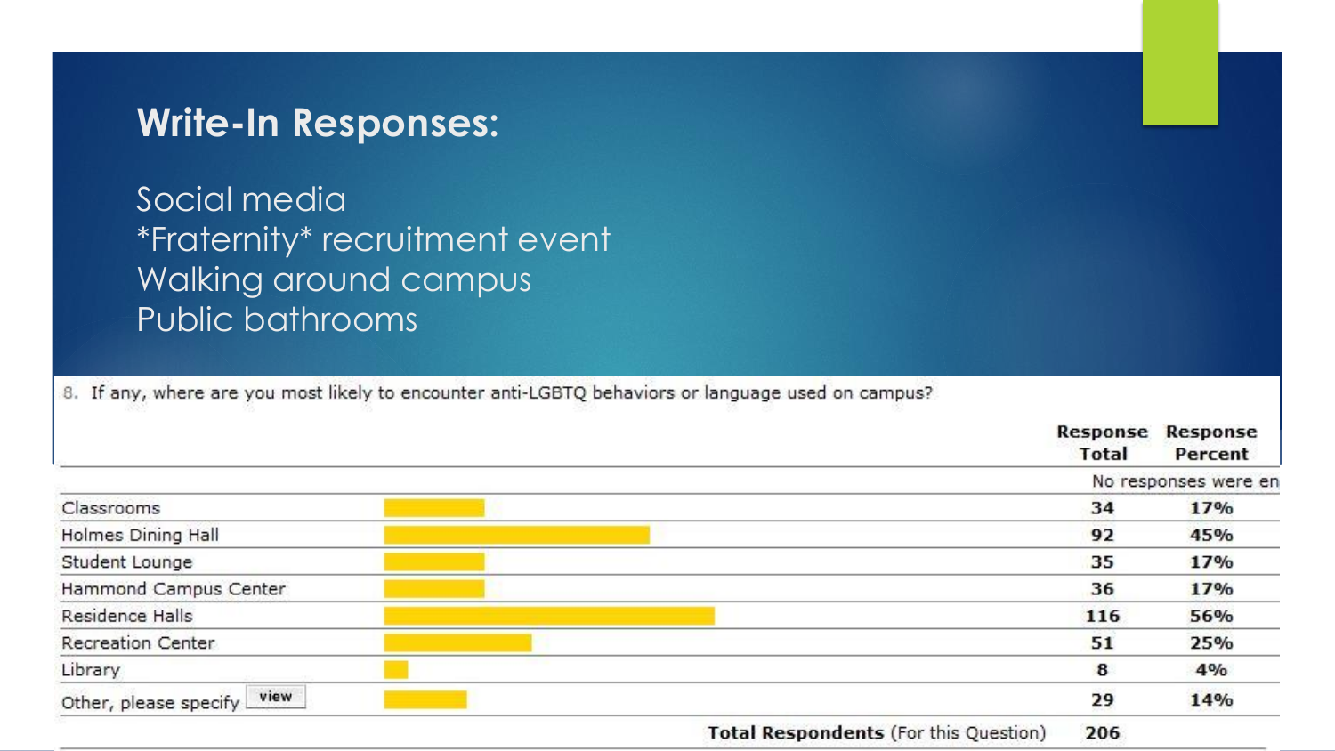## Write-In Responses:

Social media
*Fraternity* recruitment event
Walking around campus
Public bathrooms

8. If any, where are you most likely to encounter anti-LGBTQ behaviors or language used on campus?

| | Response Total | Response Percent |
|---|---|---|
| | No responses were en | |
| Classrooms | 34 | 17% |
| Holmes Dining Hall | 92 | 45% |
| Student Lounge | 35 | 17% |
| Hammond Campus Center | 36 | 17% |
| Residence Halls | 116 | 56% |
| Recreation Center | 51 | 25% |
| Library | 8 | 4% |
| Other, please specify view | 29 | 14% |
| **Total Respondents** (For this Question) | 206 | |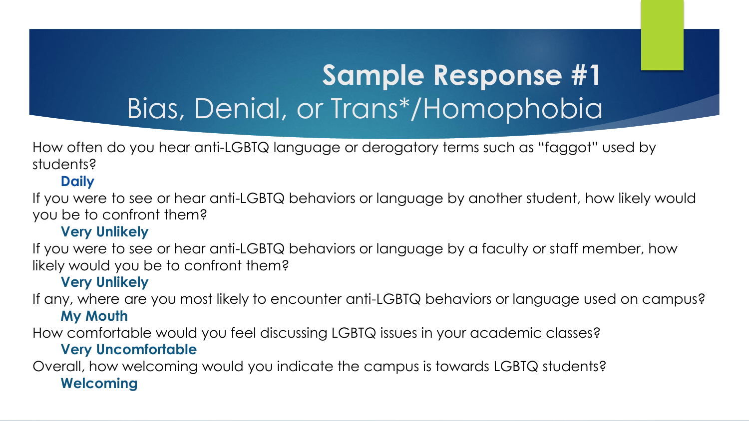# Sample Response #1
## Bias, Denial, or Trans*/Homophobia

How often do you hear anti-LGBTQ language or derogatory terms such as "faggot" used by students?

**Daily**

If you were to see or hear anti-LGBTQ behaviors or language by another student, how likely would you be to confront them?

**Very Unlikely**

If you were to see or hear anti-LGBTQ behaviors or language by a faculty or staff member, how likely would you be to confront them?

**Very Unlikely**

If any, where are you most likely to encounter anti-LGBTQ behaviors or language used on campus?

**My Mouth**

How comfortable would you feel discussing LGBTQ issues in your academic classes?

**Very Uncomfortable**

Overall, how welcoming would you indicate the campus is towards LGBTQ students?

**Welcoming**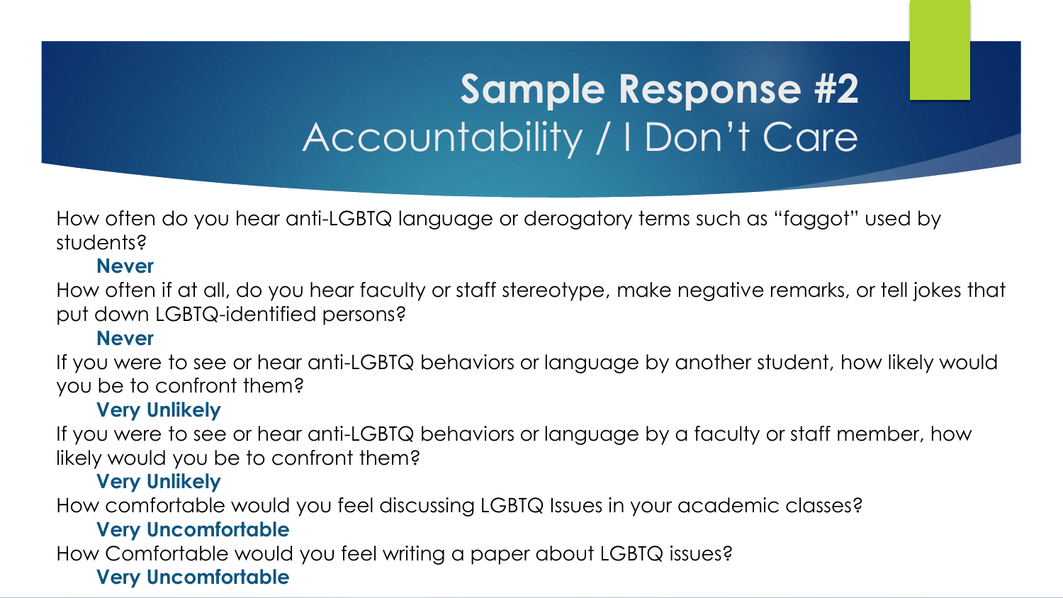# Sample Response #2

## Accountability / I Don't Care

How often do you hear anti-LGBTQ language or derogatory terms such as "faggot" used by students?

**Never**

How often if at all, do you hear faculty or staff stereotype, make negative remarks, or tell jokes that put down LGBTQ-identified persons?

**Never**

If you were to see or hear anti-LGBTQ behaviors or language by another student, how likely would you be to confront them?

**Very Unlikely**

If you were to see or hear anti-LGBTQ behaviors or language by a faculty or staff member, how likely would you be to confront them?

**Very Unlikely**

How comfortable would you feel discussing LGBTQ Issues in your academic classes?

**Very Uncomfortable**

How Comfortable would you feel writing a paper about LGBTQ issues?

**Very Uncomfortable**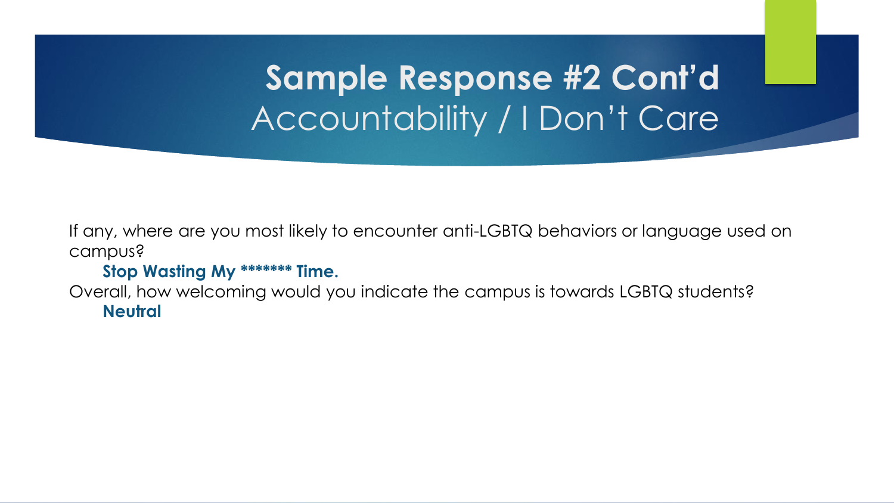# **Sample Response #2 Cont'd**
## Accountability / I Don't Care

If any, where are you most likely to encounter anti-LGBTQ behaviors or language used on campus?

**Stop Wasting My ******* Time.**

Overall, how welcoming would you indicate the campus is towards LGBTQ students?

**Neutral**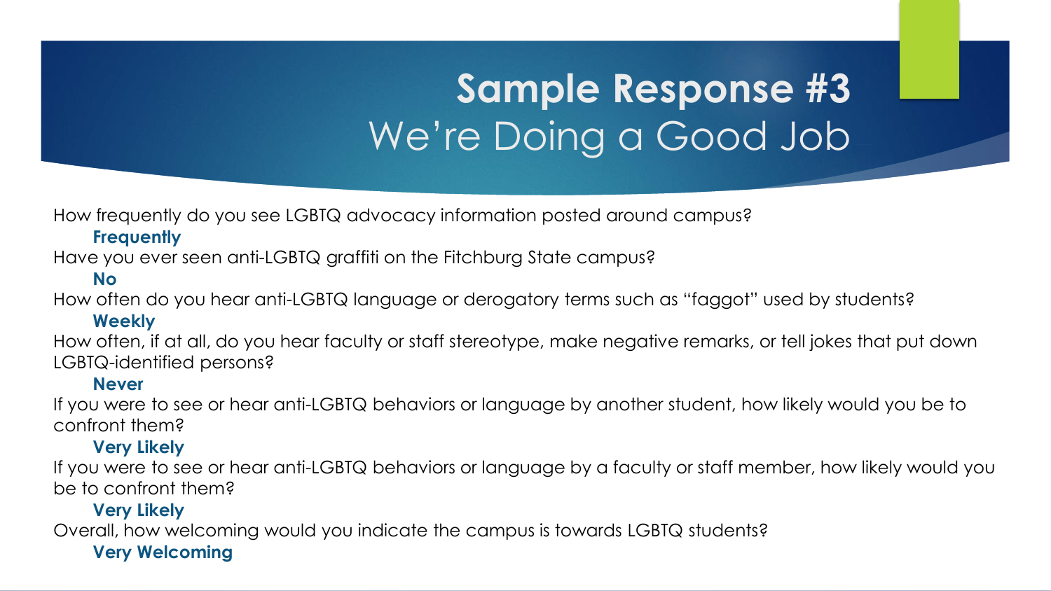# Sample Response #3
## We're Doing a Good Job

How frequently do you see LGBTQ advocacy information posted around campus?

**Frequently**

Have you ever seen anti-LGBTQ graffiti on the Fitchburg State campus?

**No**

How often do you hear anti-LGBTQ language or derogatory terms such as "faggot" used by students?

**Weekly**

How often, if at all, do you hear faculty or staff stereotype, make negative remarks, or tell jokes that put down LGBTQ-identified persons?

**Never**

If you were to see or hear anti-LGBTQ behaviors or language by another student, how likely would you be to confront them?

**Very Likely**

If you were to see or hear anti-LGBTQ behaviors or language by a faculty or staff member, how likely would you be to confront them?

**Very Likely**

Overall, how welcoming would you indicate the campus is towards LGBTQ students?

**Very Welcoming**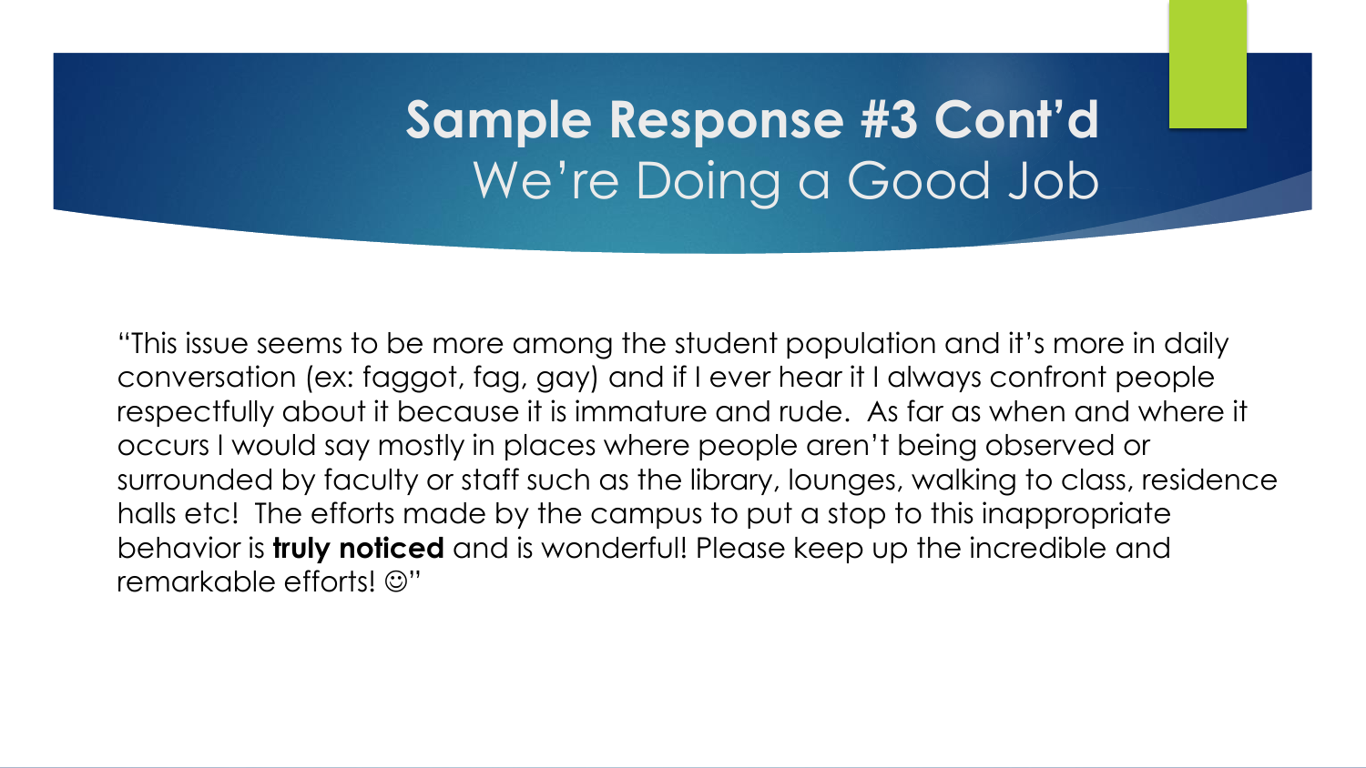# Sample Response #3 Cont'd
## We're Doing a Good Job

"This issue seems to be more among the student population and it's more in daily conversation (ex: faggot, fag, gay) and if I ever hear it I always confront people respectfully about it because it is immature and rude.  As far as when and where it occurs I would say mostly in places where people aren't being observed or surrounded by faculty or staff such as the library, lounges, walking to class, residence halls etc!  The efforts made by the campus to put a stop to this inappropriate behavior is **truly noticed** and is wonderful! Please keep up the incredible and remarkable efforts! ☺"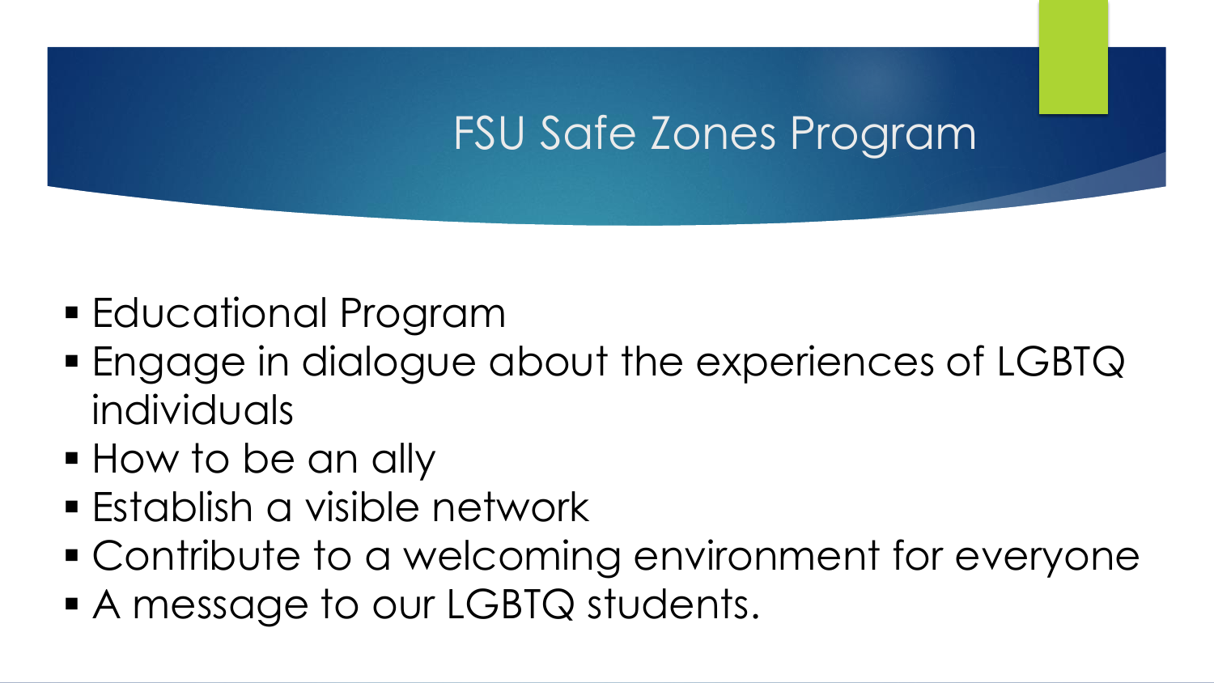# FSU Safe Zones Program

- Educational Program
- Engage in dialogue about the experiences of LGBTQ individuals
- How to be an ally
- Establish a visible network
- Contribute to a welcoming environment for everyone
- A message to our LGBTQ students.